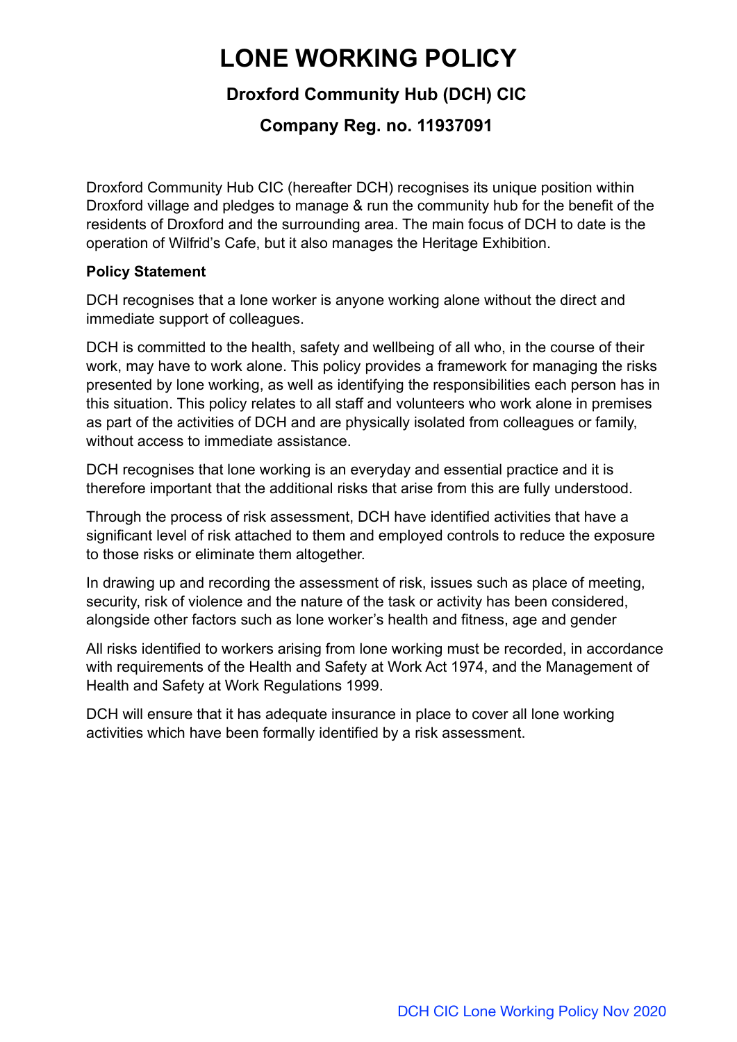# LONE WORKING POLICY

### Droxford Community Hub (DCH) CIC

### Company Reg. no. 11937091

Droxford Community Hub CIC (hereafter DCH) recognises its unique position within Droxford village and pledges to manage & run the community hub for the benefit of the residents of Droxford and the surrounding area. The main focus of DCH to date is the operation of Wilfrid's Cafe, but it also manages the Heritage Exhibition.

**Policy Statement**

DCH recognises that a lone worker is anyone working alone without the direct and immediate support of colleagues.

DCH is committed to the health, safety and wellbeing of all who, in the course of their work, may have to work alone. This policy provides a framework for managing the risks presented by lone working, as well as identifying the responsibilities each person has in this situation. This policy relates to all staff and volunteers who work alone in premises as part of the activities of DCH and are physically isolated from colleagues or family, without access to immediate assistance.

DCH recognises that lone working is an everyday and essential practice and it is therefore important that the additional risks that arise from this are fully understood.

Through the process of risk assessment, DCH have identified activities that have a significant level of risk attached to them and employed controls to reduce the exposure to those risks or eliminate them altogether.

In drawing up and recording the assessment of risk, issues such as place of meeting, security, risk of violence and the nature of the task or activity has been considered, alongside other factors such as lone worker's health and fitness, age and gender

All risks identified to workers arising from lone working must be recorded, in accordance with requirements of the Health and Safety at Work Act 1974, and the Management of Health and Safety at Work Regulations 1999.

DCH will ensure that it has adequate insurance in place to cover all lone working activities which have been formally identified by a risk assessment.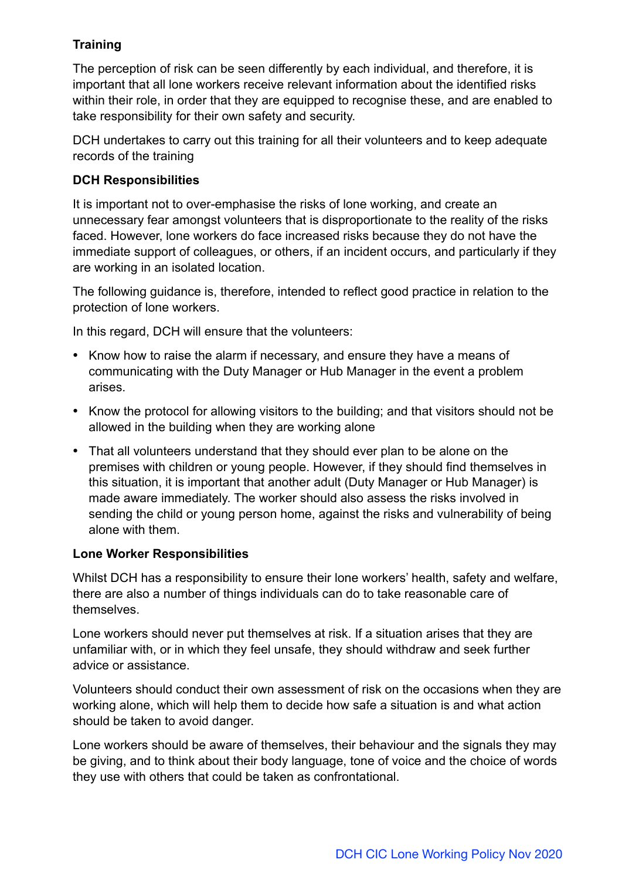**Training**

The perception of risk can be seen differently by each individual, and therefore, it is important that all lone workers receive relevant information about the identified risks within their role, in order that they are equipped to recognise these, and are enabled to take responsibility for their own safety and security.

DCH undertakes to carry out this training for all their volunteers and to keep adequate records of the training

**DCH Responsibilities**

It is important not to over-emphasise the risks of lone working, and create an unnecessary fear amongst volunteers that is disproportionate to the reality of the risks faced. However, lone workers do face increased risks because they do not have the immediate support of colleagues, or others, if an incident occurs, and particularly if they are working in an isolated location.

The following guidance is, therefore, intended to reflect good practice in relation to the protection of lone workers.

In this regard, DCH will ensure that the volunteers:

- Know how to raise the alarm if necessary, and ensure they have a means of communicating with the Duty Manager or Hub Manager in the event a problem arises.
- Know the protocol for allowing visitors to the building; and that visitors should not be allowed in the building when they are working alone
- That all volunteers understand that they should ever plan to be alone on the premises with children or young people. However, if they should find themselves in this situation, it is important that another adult (Duty Manager or Hub Manager) is made aware immediately. The worker should also assess the risks involved in sending the child or young person home, against the risks and vulnerability of being alone with them.

**Lone Worker Responsibilities**

Whilst DCH has a responsibility to ensure their lone workers' health, safety and welfare, there are also a number of things individuals can do to take reasonable care of themselves.

Lone workers should never put themselves at risk. If a situation arises that they are unfamiliar with, or in which they feel unsafe, they should withdraw and seek further advice or assistance.

Volunteers should conduct their own assessment of risk on the occasions when they are working alone, which will help them to decide how safe a situation is and what action should be taken to avoid danger.

Lone workers should be aware of themselves, their behaviour and the signals they may be giving, and to think about their body language, tone of voice and the choice of words they use with others that could be taken as confrontational.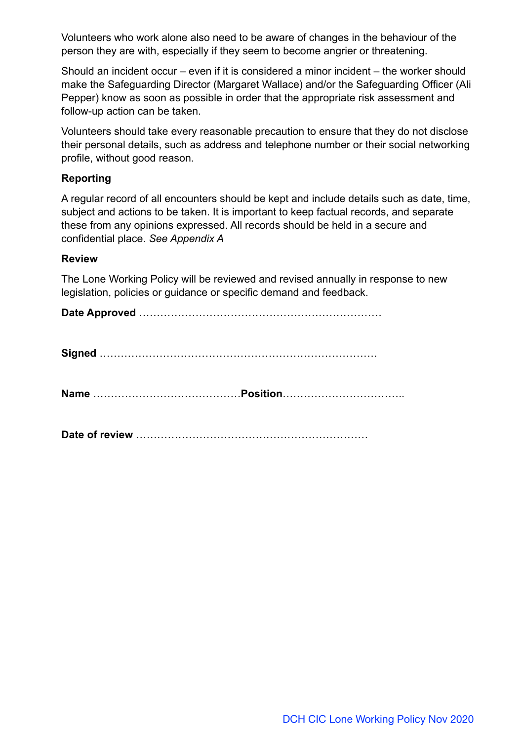Volunteers who work alone also need to be aware of changes in the behaviour of the person they are with, especially if they seem to become angrier or threatening.

Should an incident occur – even if it is considered a minor incident – the worker should make the Safeguarding Director (Margaret Wallace) and/or the Safeguarding Officer (Ali Pepper) know as soon as possible in order that the appropriate risk assessment and follow-up action can be taken.

Volunteers should take every reasonable precaution to ensure that they do not disclose their personal details, such as address and telephone number or their social networking profile, without good reason.

**Reporting**

A regular record of all encounters should be kept and include details such as date, time, subject and actions to be taken. It is important to keep factual records, and separate these from any opinions expressed. All records should be held in a secure and confidential place. *See Appendix A*

**Review**

The Lone Working Policy will be reviewed and revised annually in response to new legislation, policies or guidance or specific demand and feedback.

**Date Approved** ……………………………………………………………

**Signed** …………………………………………………………………….

**Name** ……………………………………**Position**……………………………..

**Date of review** …………………………………………………………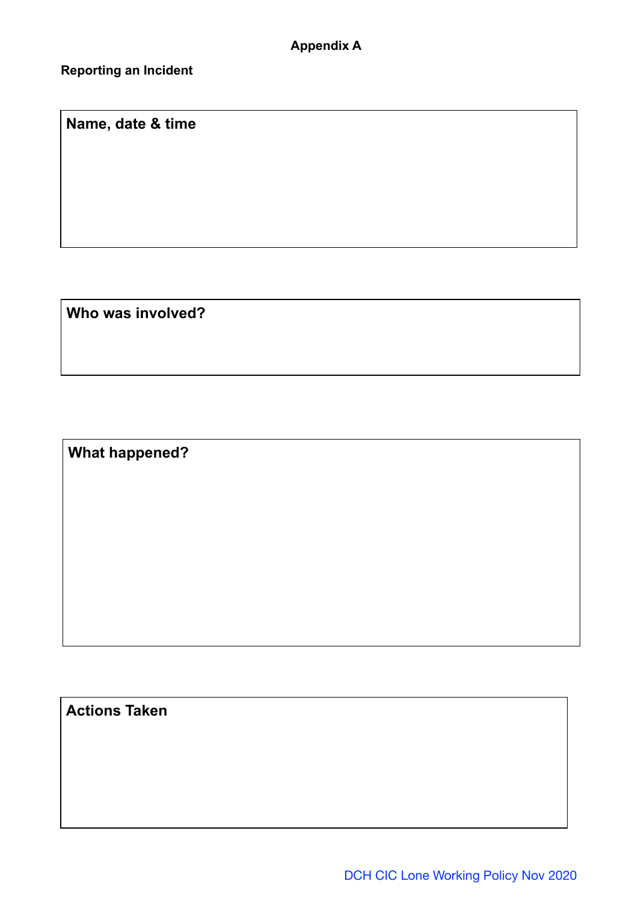# Appendix A

**Reporting an Incident**

| Name, date & time |
|---|
| |

| Who was involved? |
|---|
| |

| What happened? |
|---|
| |

| Actions Taken |
|---|
| |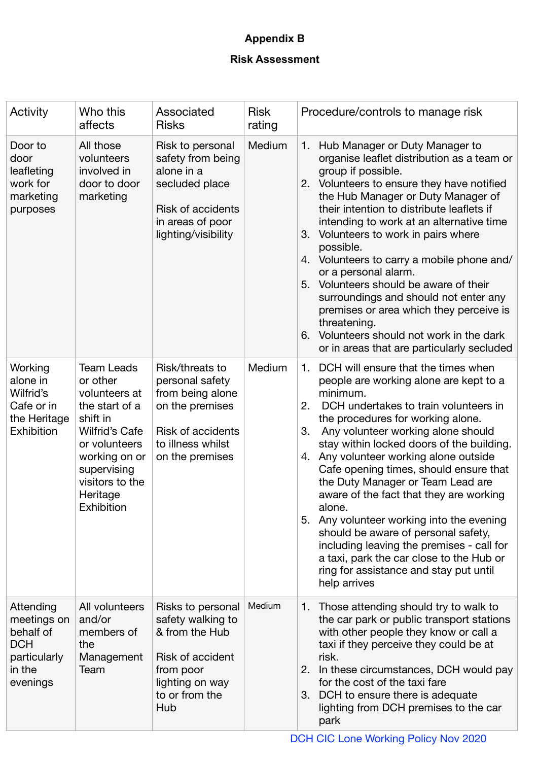## Appendix B

## Risk Assessment

| Activity | Who this affects | Associated Risks | Risk rating | Procedure/controls to manage risk |
|---|---|---|---|---|
| Door to door leafleting work for marketing purposes | All those volunteers involved in door to door marketing | Risk to personal safety from being alone in a secluded place<br><br>Risk of accidents in areas of poor lighting/visibility | Medium | 1. Hub Manager or Duty Manager to organise leaflet distribution as a team or group if possible.<br>2. Volunteers to ensure they have notified the Hub Manager or Duty Manager of their intention to distribute leaflets if intending to work at an alternative time<br>3. Volunteers to work in pairs where possible.<br>4. Volunteers to carry a mobile phone and/ or a personal alarm.<br>5. Volunteers should be aware of their surroundings and should not enter any premises or area which they perceive is threatening.<br>6. Volunteers should not work in the dark or in areas that are particularly secluded |
| Working alone in Wilfrid's Cafe or in the Heritage Exhibition | Team Leads or other volunteers at the start of a shift in Wilfrid's Cafe or volunteers working on or supervising visitors to the Heritage Exhibition | Risk/threats to personal safety from being alone on the premises<br><br>Risk of accidents to illness whilst on the premises | Medium | 1. DCH will ensure that the times when people are working alone are kept to a minimum.<br>2. DCH undertakes to train volunteers in the procedures for working alone.<br>3. Any volunteer working alone should stay within locked doors of the building.<br>4. Any volunteer working alone outside Cafe opening times, should ensure that the Duty Manager or Team Lead are aware of the fact that they are working alone.<br>5. Any volunteer working into the evening should be aware of personal safety, including leaving the premises - call for a taxi, park the car close to the Hub or ring for assistance and stay put until help arrives |
| Attending meetings on behalf of DCH particularly in the evenings | All volunteers and/or members of the Management Team | Risks to personal safety walking to & from the Hub<br><br>Risk of accident from poor lighting on way to or from the Hub | Medium | 1. Those attending should try to walk to the car park or public transport stations with other people they know or call a taxi if they perceive they could be at risk.<br>2. In these circumstances, DCH would pay for the cost of the taxi fare<br>3. DCH to ensure there is adequate lighting from DCH premises to the car park |